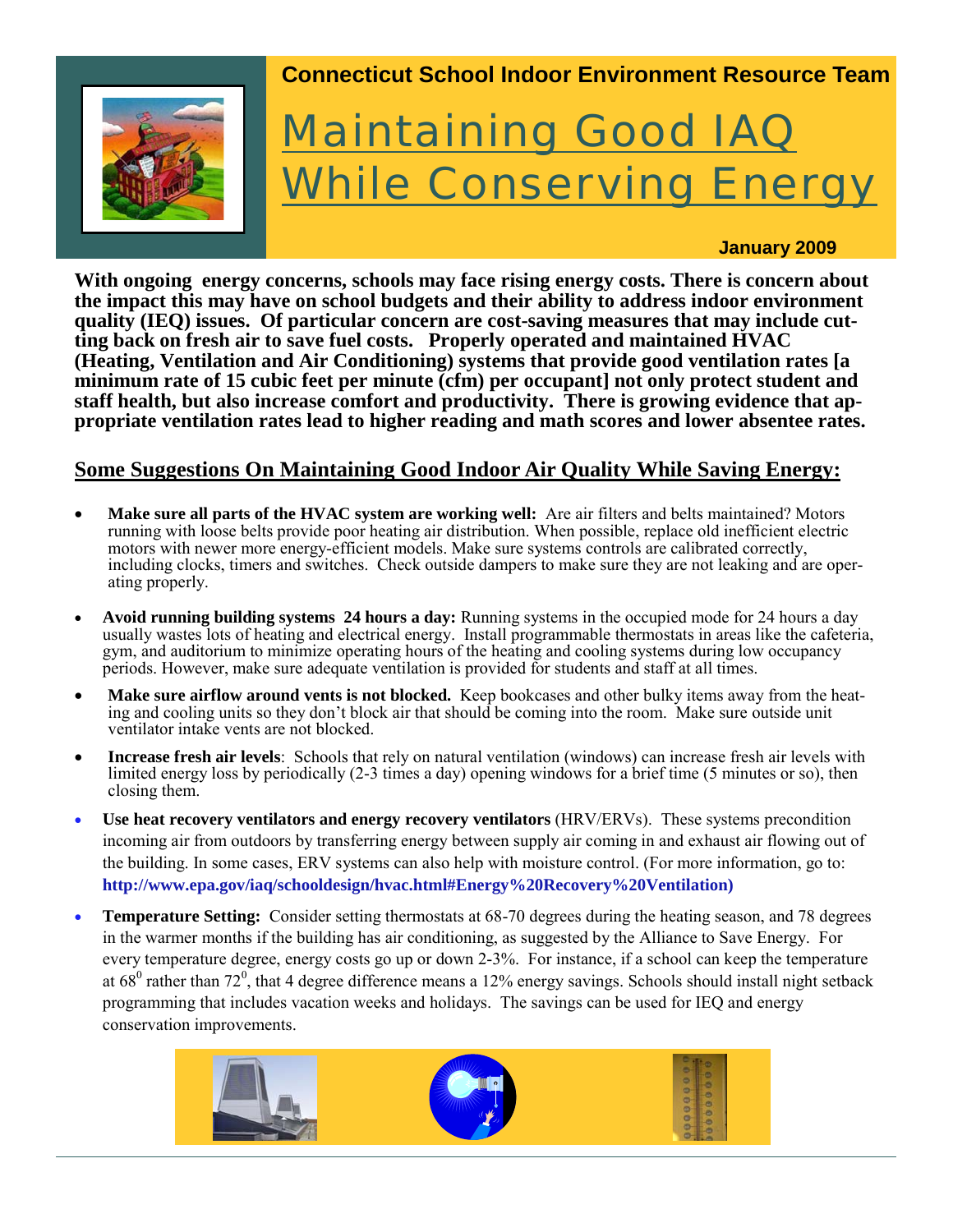**Connecticut School Indoor Environment Resource Team**

# Maintaining Good IAQ While Conserving Energy

**January 2009**

**With ongoing energy concerns, schools may face rising energy costs. There is concern about the impact this may have on school budgets and their ability to address indoor environment quality (IEQ) issues. Of particular concern are cost-saving measures that may include cutting back on fresh air to save fuel costs. Properly operated and maintained HVAC (Heating, Ventilation and Air Conditioning) systems that provide good ventilation rates [a minimum rate of 15 cubic feet per minute (cfm) per occupant] not only protect student and staff health, but also increase comfort and productivity. There is growing evidence that appropriate ventilation rates lead to higher reading and math scores and lower absentee rates.**

## Some Suggestions On Maintaining Good Indoor Air Quality While Saving Energy:

- **Make sure all parts of the HVAC system are working well:** Are air filters and belts maintained? Motors running with loose belts provide poor heating air distribution. When possible, replace old inefficient electric motors with newer more energy-efficient models. Make sure systems controls are calibrated correctly, including clocks, timers and switches. Check outside dampers to make sure they are not leaking and are operating properly.
- **Avoid running building systems 24 hours a day:** Running systems in the occupied mode for 24 hours a day usually wastes lots of heating and electrical energy. Install programmable thermostats in areas like the cafeteria, gym, and auditorium to minimize operating hours of the heating and cooling systems during low occupancy periods. However, make sure adequate ventilation is provided for students and staff at all times.
- **Make sure airflow around vents is not blocked.** Keep bookcases and other bulky items away from the heating and cooling units so they don't block air that should be coming into the room. Make sure outside unit ventilator intake vents are not blocked.
- **Increase fresh air levels**: Schools that rely on natural ventilation (windows) can increase fresh air levels with limited energy loss by periodically (2-3 times a day) opening windows for a brief time (5 minutes or so), then closing them.
- **Use heat recovery ventilators and energy recovery ventilators** (HRV/ERVs). These systems precondition incoming air from outdoors by transferring energy between supply air coming in and exhaust air flowing out of the building. In some cases, ERV systems can also help with moisture control. (For more information, go to: **http://www.epa.gov/iaq/schooldesign/hvac.html#Energy%20Recovery%20Ventilation)**
- **Temperature Setting:** Consider setting thermostats at 68-70 degrees during the heating season, and 78 degrees in the warmer months if the building has air conditioning, as suggested by the Alliance to Save Energy. For every temperature degree, energy costs go up or down 2-3%. For instance, if a school can keep the temperature at $68^0$ rather than $72^0$, that 4 degree difference means a 12% energy savings. Schools should install night setback programming that includes vacation weeks and holidays. The savings can be used for IEQ and energy conservation improvements.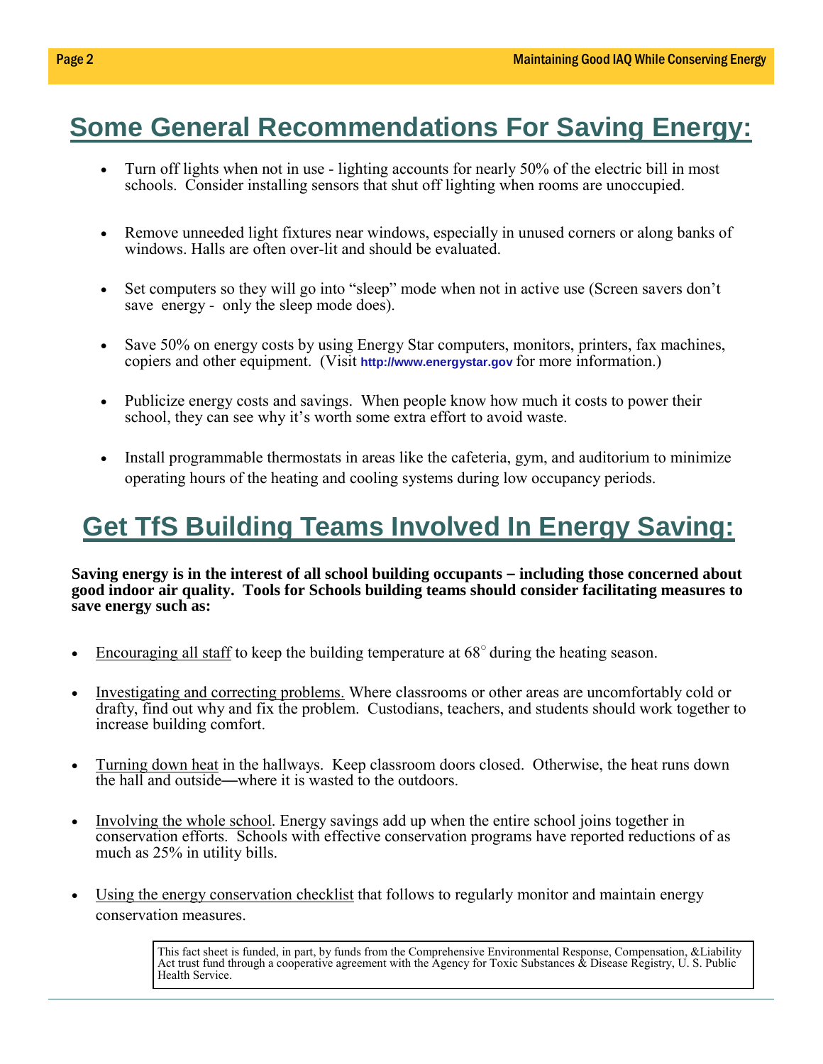## Some General Recommendations For Saving Energy:

- Turn off lights when not in use - lighting accounts for nearly 50% of the electric bill in most schools. Consider installing sensors that shut off lighting when rooms are unoccupied.

- Remove unneeded light fixtures near windows, especially in unused corners or along banks of windows. Halls are often over-lit and should be evaluated.

- Set computers so they will go into "sleep" mode when not in active use (Screen savers don't save energy - only the sleep mode does).

- Save 50% on energy costs by using Energy Star computers, monitors, printers, fax machines, copiers and other equipment. (Visit http://www.energystar.gov for more information.)

- Publicize energy costs and savings. When people know how much it costs to power their school, they can see why it's worth some extra effort to avoid waste.

- Install programmable thermostats in areas like the cafeteria, gym, and auditorium to minimize operating hours of the heating and cooling systems during low occupancy periods.

## Get TfS Building Teams Involved In Energy Saving:

**Saving energy is in the interest of all school building occupants – including those concerned about good indoor air quality. Tools for Schools building teams should consider facilitating measures to save energy such as:**

- Encouraging all staff to keep the building temperature at 68° during the heating season.

- Investigating and correcting problems. Where classrooms or other areas are uncomfortably cold or drafty, find out why and fix the problem. Custodians, teachers, and students should work together to increase building comfort.

- Turning down heat in the hallways. Keep classroom doors closed. Otherwise, the heat runs down the hall and outside—where it is wasted to the outdoors.

- Involving the whole school. Energy savings add up when the entire school joins together in conservation efforts. Schools with effective conservation programs have reported reductions of as much as 25% in utility bills.

- Using the energy conservation checklist that follows to regularly monitor and maintain energy conservation measures.

This fact sheet is funded, in part, by funds from the Comprehensive Environmental Response, Compensation, &Liability Act trust fund through a cooperative agreement with the Agency for Toxic Substances & Disease Registry, U. S. Public Health Service.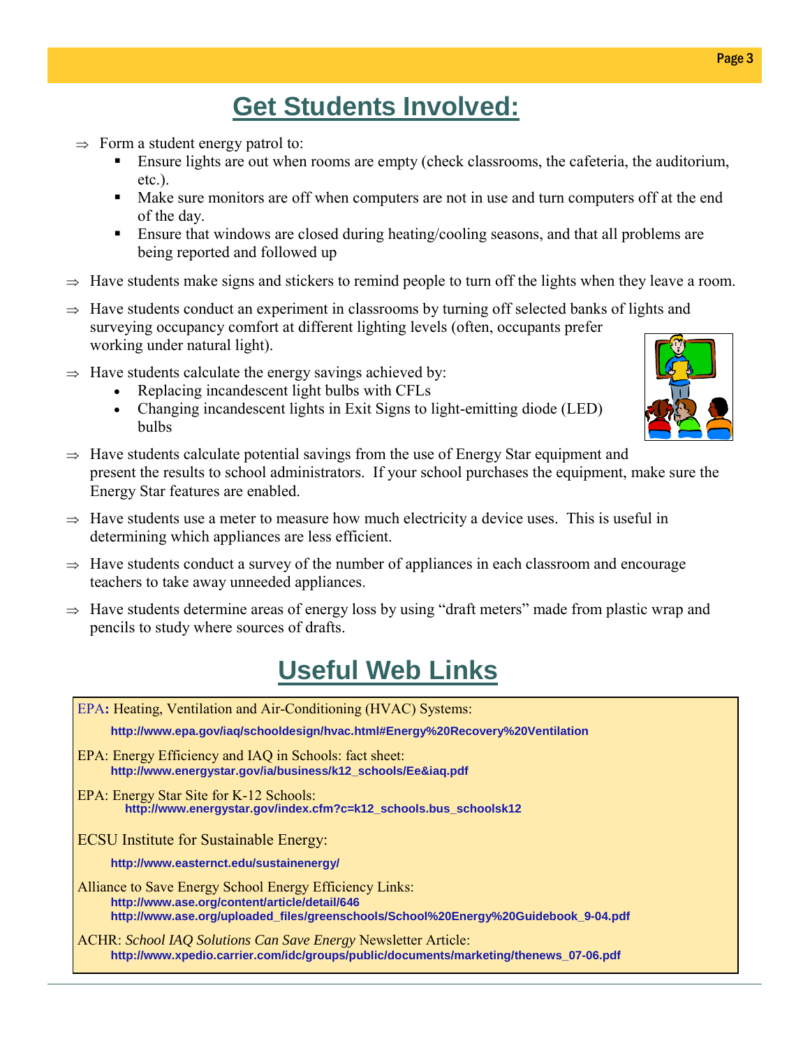# Get Students Involved:

- ⇒ Form a student energy patrol to:
  - Ensure lights are out when rooms are empty (check classrooms, the cafeteria, the auditorium, etc.).
  - Make sure monitors are off when computers are not in use and turn computers off at the end of the day.
  - Ensure that windows are closed during heating/cooling seasons, and that all problems are being reported and followed up
- ⇒ Have students make signs and stickers to remind people to turn off the lights when they leave a room.
- ⇒ Have students conduct an experiment in classrooms by turning off selected banks of lights and surveying occupancy comfort at different lighting levels (often, occupants prefer working under natural light).
- ⇒ Have students calculate the energy savings achieved by:
  - Replacing incandescent light bulbs with CFLs
  - Changing incandescent lights in Exit Signs to light-emitting diode (LED) bulbs
- ⇒ Have students calculate potential savings from the use of Energy Star equipment and present the results to school administrators. If your school purchases the equipment, make sure the Energy Star features are enabled.
- ⇒ Have students use a meter to measure how much electricity a device uses. This is useful in determining which appliances are less efficient.
- ⇒ Have students conduct a survey of the number of appliances in each classroom and encourage teachers to take away unneeded appliances.
- ⇒ Have students determine areas of energy loss by using "draft meters" made from plastic wrap and pencils to study where sources of drafts.

# Useful Web Links

EPA: Heating, Ventilation and Air-Conditioning (HVAC) Systems:

**http://www.epa.gov/iaq/schooldesign/hvac.html#Energy%20Recovery%20Ventilation**

EPA: Energy Efficiency and IAQ in Schools: fact sheet:
**http://www.energystar.gov/ia/business/k12_schools/Ee&iaq.pdf**

EPA: Energy Star Site for K-12 Schools:
**http://www.energystar.gov/index.cfm?c=k12_schools.bus_schoolsk12**

ECSU Institute for Sustainable Energy:

**http://www.easternct.edu/sustainenergy/**

Alliance to Save Energy School Energy Efficiency Links:
**http://www.ase.org/content/article/detail/646**
**http://www.ase.org/uploaded_files/greenschools/School%20Energy%20Guidebook_9-04.pdf**

ACHR: *School IAQ Solutions Can Save Energy* Newsletter Article:
**http://www.xpedio.carrier.com/idc/groups/public/documents/marketing/thenews_07-06.pdf**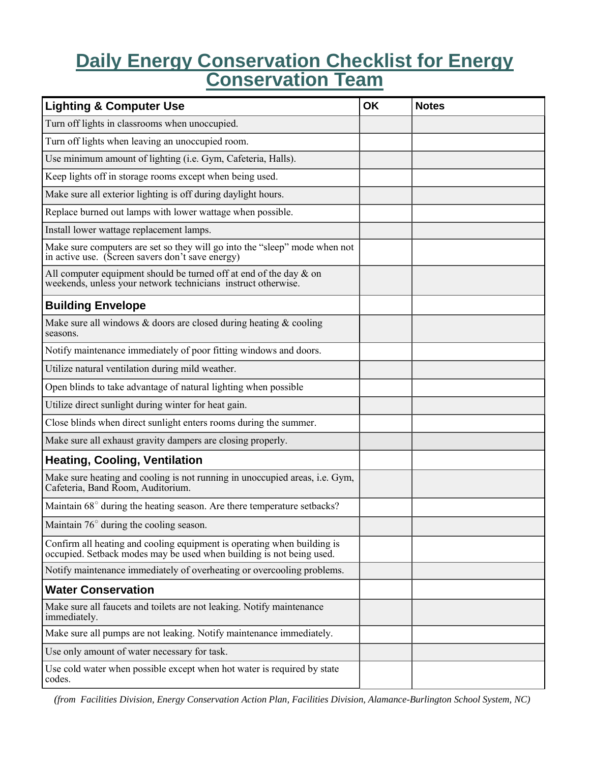# Daily Energy Conservation Checklist for Energy Conservation Team

| Lighting & Computer Use | OK | Notes |
|---|---|---|
| Turn off lights in classrooms when unoccupied. | | |
| Turn off lights when leaving an unoccupied room. | | |
| Use minimum amount of lighting (i.e. Gym, Cafeteria, Halls). | | |
| Keep lights off in storage rooms except when being used. | | |
| Make sure all exterior lighting is off during daylight hours. | | |
| Replace burned out lamps with lower wattage when possible. | | |
| Install lower wattage replacement lamps. | | |
| Make sure computers are set so they will go into the "sleep" mode when not in active use. (Screen savers don't save energy) | | |
| All computer equipment should be turned off at end of the day & on weekends, unless your network technicians instruct otherwise. | | |
| **Building Envelope** | | |
| Make sure all windows & doors are closed during heating & cooling seasons. | | |
| Notify maintenance immediately of poor fitting windows and doors. | | |
| Utilize natural ventilation during mild weather. | | |
| Open blinds to take advantage of natural lighting when possible | | |
| Utilize direct sunlight during winter for heat gain. | | |
| Close blinds when direct sunlight enters rooms during the summer. | | |
| Make sure all exhaust gravity dampers are closing properly. | | |
| **Heating, Cooling, Ventilation** | | |
| Make sure heating and cooling is not running in unoccupied areas, i.e. Gym, Cafeteria, Band Room, Auditorium. | | |
| Maintain 68° during the heating season. Are there temperature setbacks? | | |
| Maintain 76° during the cooling season. | | |
| Confirm all heating and cooling equipment is operating when building is occupied. Setback modes may be used when building is not being used. | | |
| Notify maintenance immediately of overheating or overcooling problems. | | |
| **Water Conservation** | | |
| Make sure all faucets and toilets are not leaking. Notify maintenance immediately. | | |
| Make sure all pumps are not leaking. Notify maintenance immediately. | | |
| Use only amount of water necessary for task. | | |
| Use cold water when possible except when hot water is required by state codes. | | |

*(from Facilities Division, Energy Conservation Action Plan, Facilities Division, Alamance-Burlington School System, NC)*